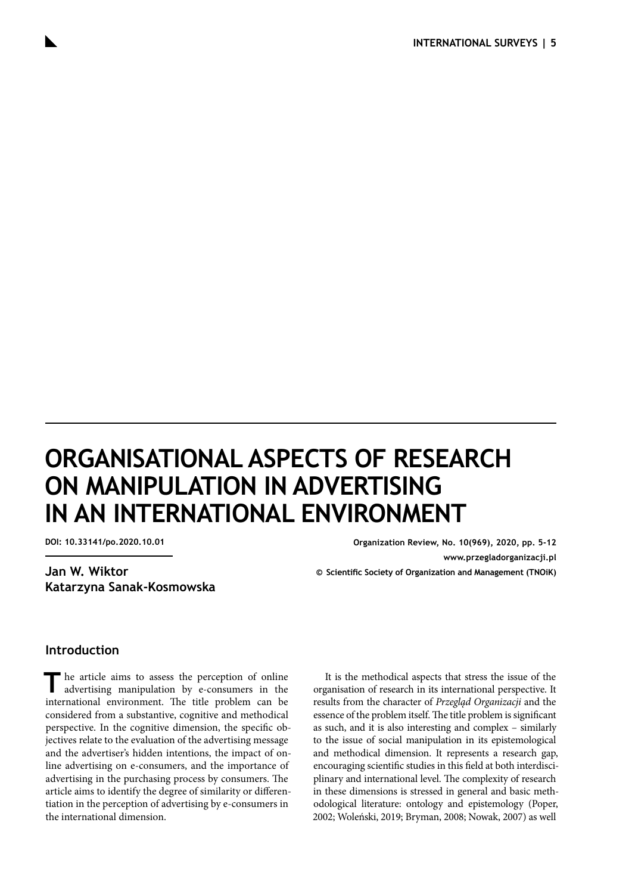# ORGANISATIONAL ASPECTS OF RESEARCH ON MANIPULATION IN ADVERTISING IN AN INTERNATIONAL ENVIRONMENT

DOI: 10.33141/po.2020.10.01

Organization Review, No. 10(969), 2020, pp. 5-12
www.przegladorganizacji.pl
© Scientific Society of Organization and Management (TNOiK)

**Jan W. Wiktor**
**Katarzyna Sanak-Kosmowska**

## Introduction

The article aims to assess the perception of online advertising manipulation by e-consumers in the international environment. The title problem can be considered from a substantive, cognitive and methodical perspective. In the cognitive dimension, the specific objectives relate to the evaluation of the advertising message and the advertiser's hidden intentions, the impact of online advertising on e-consumers, and the importance of advertising in the purchasing process by consumers. The article aims to identify the degree of similarity or differentiation in the perception of advertising by e-consumers in the international dimension.

It is the methodical aspects that stress the issue of the organisation of research in its international perspective. It results from the character of *Przegląd Organizacji* and the essence of the problem itself. The title problem is significant as such, and it is also interesting and complex – similarly to the issue of social manipulation in its epistemological and methodical dimension. It represents a research gap, encouraging scientific studies in this field at both interdisciplinary and international level. The complexity of research in these dimensions is stressed in general and basic methodological literature: ontology and epistemology (Poper, 2002; Woleński, 2019; Bryman, 2008; Nowak, 2007) as well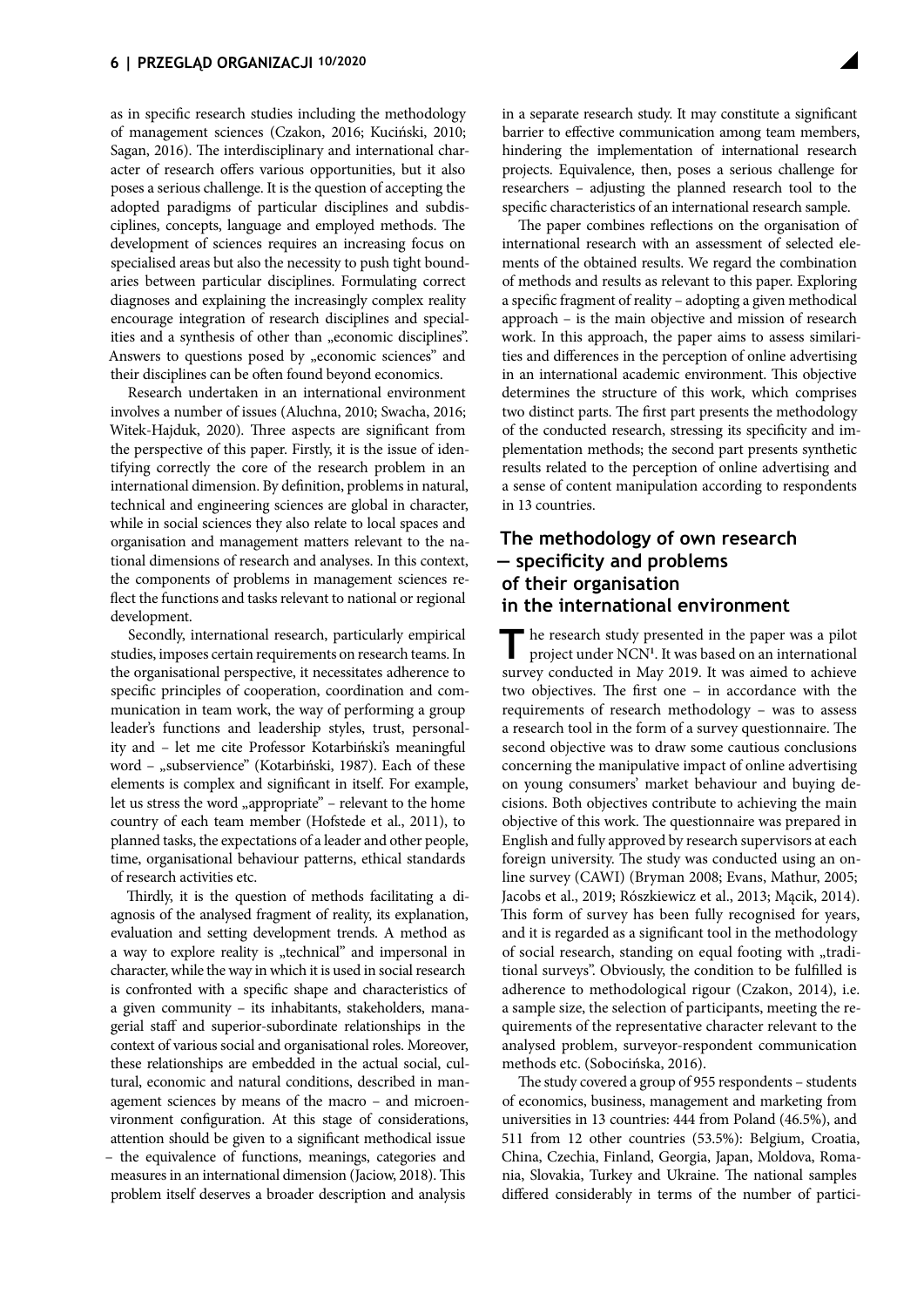as in specific research studies including the methodology of management sciences (Czakon, 2016; Kuciński, 2010; Sagan, 2016). The interdisciplinary and international character of research offers various opportunities, but it also poses a serious challenge. It is the question of accepting the adopted paradigms of particular disciplines and subdisciplines, concepts, language and employed methods. The development of sciences requires an increasing focus on specialised areas but also the necessity to push tight boundaries between particular disciplines. Formulating correct diagnoses and explaining the increasingly complex reality encourage integration of research disciplines and specialities and a synthesis of other than „economic disciplines". Answers to questions posed by „economic sciences" and their disciplines can be often found beyond economics.

Research undertaken in an international environment involves a number of issues (Aluchna, 2010; Swacha, 2016; Witek-Hajduk, 2020). Three aspects are significant from the perspective of this paper. Firstly, it is the issue of identifying correctly the core of the research problem in an international dimension. By definition, problems in natural, technical and engineering sciences are global in character, while in social sciences they also relate to local spaces and organisation and management matters relevant to the national dimensions of research and analyses. In this context, the components of problems in management sciences reflect the functions and tasks relevant to national or regional development.

Secondly, international research, particularly empirical studies, imposes certain requirements on research teams. In the organisational perspective, it necessitates adherence to specific principles of cooperation, coordination and communication in team work, the way of performing a group leader's functions and leadership styles, trust, personality and – let me cite Professor Kotarbiński's meaningful word – „subservience" (Kotarbiński, 1987). Each of these elements is complex and significant in itself. For example, let us stress the word „appropriate" – relevant to the home country of each team member (Hofstede et al., 2011), to planned tasks, the expectations of a leader and other people, time, organisational behaviour patterns, ethical standards of research activities etc.

Thirdly, it is the question of methods facilitating a diagnosis of the analysed fragment of reality, its explanation, evaluation and setting development trends. A method as a way to explore reality is „technical" and impersonal in character, while the way in which it is used in social research is confronted with a specific shape and characteristics of a given community – its inhabitants, stakeholders, managerial staff and superior-subordinate relationships in the context of various social and organisational roles. Moreover, these relationships are embedded in the actual social, cultural, economic and natural conditions, described in management sciences by means of the macro – and microenvironment configuration. At this stage of considerations, attention should be given to a significant methodical issue – the equivalence of functions, meanings, categories and measures in an international dimension (Jaciow, 2018). This problem itself deserves a broader description and analysis in a separate research study. It may constitute a significant barrier to effective communication among team members, hindering the implementation of international research projects. Equivalence, then, poses a serious challenge for researchers – adjusting the planned research tool to the specific characteristics of an international research sample.

The paper combines reflections on the organisation of international research with an assessment of selected elements of the obtained results. We regard the combination of methods and results as relevant to this paper. Exploring a specific fragment of reality – adopting a given methodical approach – is the main objective and mission of research work. In this approach, the paper aims to assess similarities and differences in the perception of online advertising in an international academic environment. This objective determines the structure of this work, which comprises two distinct parts. The first part presents the methodology of the conducted research, stressing its specificity and implementation methods; the second part presents synthetic results related to the perception of online advertising and a sense of content manipulation according to respondents in 13 countries.

## The methodology of own research — specificity and problems of their organisation in the international environment

The research study presented in the paper was a pilot project under NCN[1]. It was based on an international survey conducted in May 2019. It was aimed to achieve two objectives. The first one – in accordance with the requirements of research methodology – was to assess a research tool in the form of a survey questionnaire. The second objective was to draw some cautious conclusions concerning the manipulative impact of online advertising on young consumers' market behaviour and buying decisions. Both objectives contribute to achieving the main objective of this work. The questionnaire was prepared in English and fully approved by research supervisors at each foreign university. The study was conducted using an online survey (CAWI) (Bryman 2008; Evans, Mathur, 2005; Jacobs et al., 2019; Rószkiewicz et al., 2013; Mącik, 2014). This form of survey has been fully recognised for years, and it is regarded as a significant tool in the methodology of social research, standing on equal footing with „traditional surveys". Obviously, the condition to be fulfilled is adherence to methodological rigour (Czakon, 2014), i.e. a sample size, the selection of participants, meeting the requirements of the representative character relevant to the analysed problem, surveyor-respondent communication methods etc. (Sobocińska, 2016).

The study covered a group of 955 respondents – students of economics, business, management and marketing from universities in 13 countries: 444 from Poland (46.5%), and 511 from 12 other countries (53.5%): Belgium, Croatia, China, Czechia, Finland, Georgia, Japan, Moldova, Romania, Slovakia, Turkey and Ukraine. The national samples differed considerably in terms of the number of partici-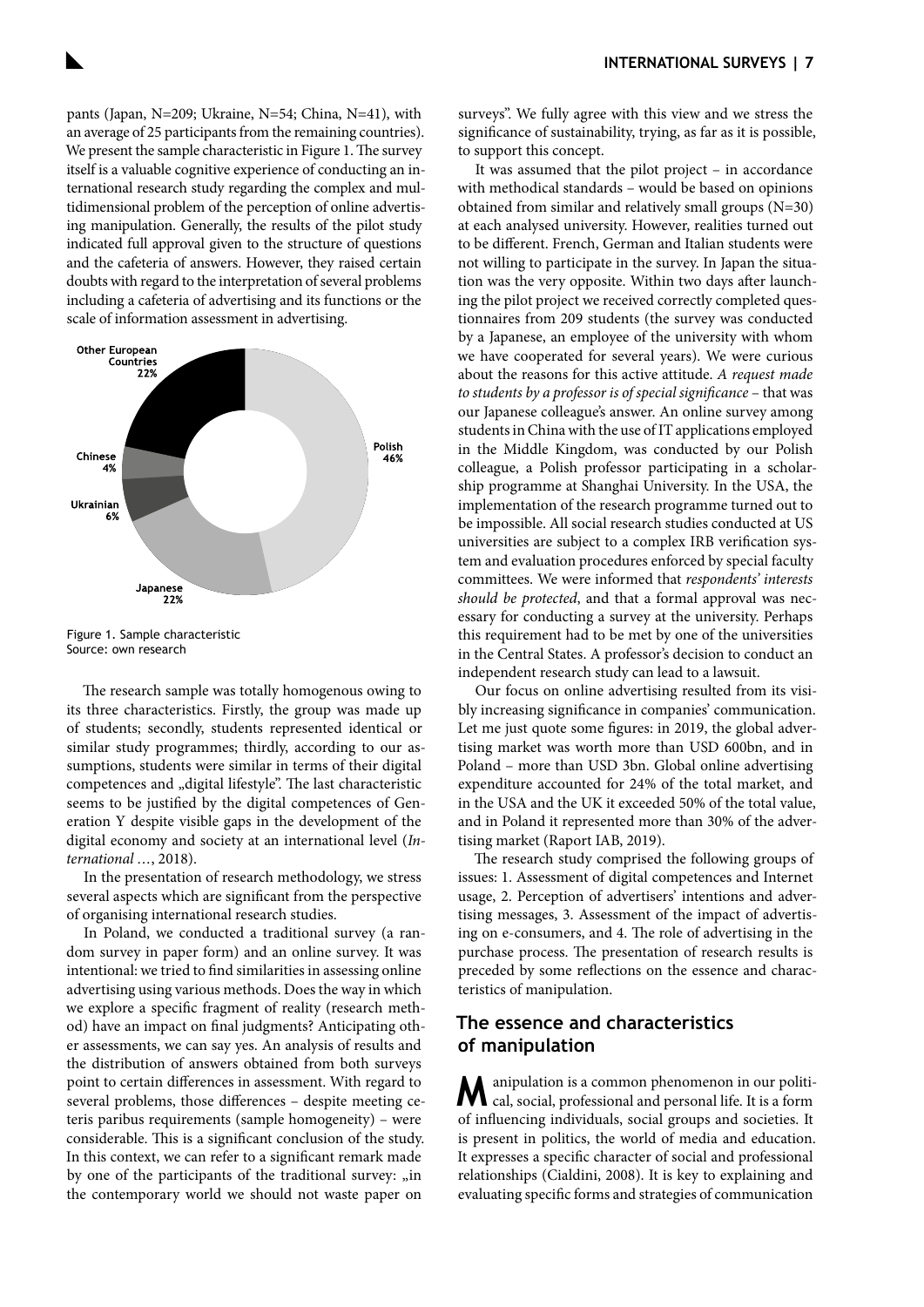pants (Japan, N=209; Ukraine, N=54; China, N=41), with an average of 25 participants from the remaining countries). We present the sample characteristic in Figure 1. The survey itself is a valuable cognitive experience of conducting an international research study regarding the complex and multidimensional problem of the perception of online advertising manipulation. Generally, the results of the pilot study indicated full approval given to the structure of questions and the cafeteria of answers. However, they raised certain doubts with regard to the interpretation of several problems including a cafeteria of advertising and its functions or the scale of information assessment in advertising.

Other European Countries 22%
Chinese 4%
Ukrainian 6%
Japanese 22%
Polish 46%

Figure 1. Sample characteristic
Source: own research

The research sample was totally homogenous owing to its three characteristics. Firstly, the group was made up of students; secondly, students represented identical or similar study programmes; thirdly, according to our assumptions, students were similar in terms of their digital competences and „digital lifestyle". The last characteristic seems to be justified by the digital competences of Generation Y despite visible gaps in the development of the digital economy and society at an international level (*International …*, 2018).

In the presentation of research methodology, we stress several aspects which are significant from the perspective of organising international research studies.

In Poland, we conducted a traditional survey (a random survey in paper form) and an online survey. It was intentional: we tried to find similarities in assessing online advertising using various methods. Does the way in which we explore a specific fragment of reality (research method) have an impact on final judgments? Anticipating other assessments, we can say yes. An analysis of results and the distribution of answers obtained from both surveys point to certain differences in assessment. With regard to several problems, those differences – despite meeting ceteris paribus requirements (sample homogeneity) – were considerable. This is a significant conclusion of the study. In this context, we can refer to a significant remark made by one of the participants of the traditional survey: „in the contemporary world we should not waste paper on surveys". We fully agree with this view and we stress the significance of sustainability, trying, as far as it is possible, to support this concept.

It was assumed that the pilot project – in accordance with methodical standards – would be based on opinions obtained from similar and relatively small groups (N=30) at each analysed university. However, realities turned out to be different. French, German and Italian students were not willing to participate in the survey. In Japan the situation was the very opposite. Within two days after launching the pilot project we received correctly completed questionnaires from 209 students (the survey was conducted by a Japanese, an employee of the university with whom we have cooperated for several years). We were curious about the reasons for this active attitude. *A request made to students by a professor is of special significance* – that was our Japanese colleague's answer. An online survey among students in China with the use of IT applications employed in the Middle Kingdom, was conducted by our Polish colleague, a Polish professor participating in a scholarship programme at Shanghai University. In the USA, the implementation of the research programme turned out to be impossible. All social research studies conducted at US universities are subject to a complex IRB verification system and evaluation procedures enforced by special faculty committees. We were informed that *respondents' interests should be protected*, and that a formal approval was necessary for conducting a survey at the university. Perhaps this requirement had to be met by one of the universities in the Central States. A professor's decision to conduct an independent research study can lead to a lawsuit.

Our focus on online advertising resulted from its visibly increasing significance in companies' communication. Let me just quote some figures: in 2019, the global advertising market was worth more than USD 600bn, and in Poland – more than USD 3bn. Global online advertising expenditure accounted for 24% of the total market, and in the USA and the UK it exceeded 50% of the total value, and in Poland it represented more than 30% of the advertising market (Raport IAB, 2019).

The research study comprised the following groups of issues: 1. Assessment of digital competences and Internet usage, 2. Perception of advertisers' intentions and advertising messages, 3. Assessment of the impact of advertising on e-consumers, and 4. The role of advertising in the purchase process. The presentation of research results is preceded by some reflections on the essence and characteristics of manipulation.

## The essence and characteristics of manipulation

Manipulation is a common phenomenon in our political, social, professional and personal life. It is a form of influencing individuals, social groups and societies. It is present in politics, the world of media and education. It expresses a specific character of social and professional relationships (Cialdini, 2008). It is key to explaining and evaluating specific forms and strategies of communication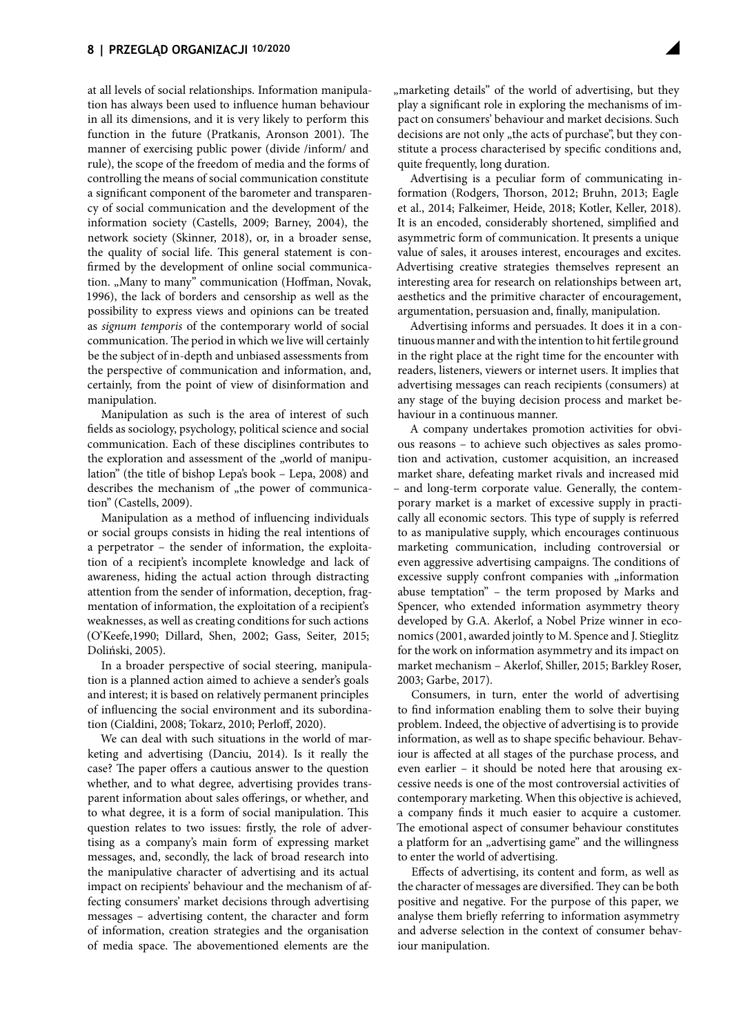at all levels of social relationships. Information manipulation has always been used to influence human behaviour in all its dimensions, and it is very likely to perform this function in the future (Pratkanis, Aronson 2001). The manner of exercising public power (divide /inform/ and rule), the scope of the freedom of media and the forms of controlling the means of social communication constitute a significant component of the barometer and transparency of social communication and the development of the information society (Castells, 2009; Barney, 2004), the network society (Skinner, 2018), or, in a broader sense, the quality of social life. This general statement is confirmed by the development of online social communication. „Many to many" communication (Hoffman, Novak, 1996), the lack of borders and censorship as well as the possibility to express views and opinions can be treated as *signum temporis* of the contemporary world of social communication. The period in which we live will certainly be the subject of in-depth and unbiased assessments from the perspective of communication and information, and, certainly, from the point of view of disinformation and manipulation.

Manipulation as such is the area of interest of such fields as sociology, psychology, political science and social communication. Each of these disciplines contributes to the exploration and assessment of the „world of manipulation" (the title of bishop Lepa's book – Lepa, 2008) and describes the mechanism of „the power of communication" (Castells, 2009).

Manipulation as a method of influencing individuals or social groups consists in hiding the real intentions of a perpetrator – the sender of information, the exploitation of a recipient's incomplete knowledge and lack of awareness, hiding the actual action through distracting attention from the sender of information, deception, fragmentation of information, the exploitation of a recipient's weaknesses, as well as creating conditions for such actions (O'Keefe,1990; Dillard, Shen, 2002; Gass, Seiter, 2015; Doliński, 2005).

In a broader perspective of social steering, manipulation is a planned action aimed to achieve a sender's goals and interest; it is based on relatively permanent principles of influencing the social environment and its subordination (Cialdini, 2008; Tokarz, 2010; Perloff, 2020).

We can deal with such situations in the world of marketing and advertising (Danciu, 2014). Is it really the case? The paper offers a cautious answer to the question whether, and to what degree, advertising provides transparent information about sales offerings, or whether, and to what degree, it is a form of social manipulation. This question relates to two issues: firstly, the role of advertising as a company's main form of expressing market messages, and, secondly, the lack of broad research into the manipulative character of advertising and its actual impact on recipients' behaviour and the mechanism of affecting consumers' market decisions through advertising messages – advertising content, the character and form of information, creation strategies and the organisation of media space. The abovementioned elements are the „marketing details" of the world of advertising, but they play a significant role in exploring the mechanisms of impact on consumers' behaviour and market decisions. Such decisions are not only „the acts of purchase", but they constitute a process characterised by specific conditions and, quite frequently, long duration.

Advertising is a peculiar form of communicating information (Rodgers, Thorson, 2012; Bruhn, 2013; Eagle et al., 2014; Falkeimer, Heide, 2018; Kotler, Keller, 2018). It is an encoded, considerably shortened, simplified and asymmetric form of communication. It presents a unique value of sales, it arouses interest, encourages and excites. Advertising creative strategies themselves represent an interesting area for research on relationships between art, aesthetics and the primitive character of encouragement, argumentation, persuasion and, finally, manipulation.

Advertising informs and persuades. It does it in a continuous manner and with the intention to hit fertile ground in the right place at the right time for the encounter with readers, listeners, viewers or internet users. It implies that advertising messages can reach recipients (consumers) at any stage of the buying decision process and market behaviour in a continuous manner.

A company undertakes promotion activities for obvious reasons – to achieve such objectives as sales promotion and activation, customer acquisition, an increased market share, defeating market rivals and increased mid – and long-term corporate value. Generally, the contemporary market is a market of excessive supply in practically all economic sectors. This type of supply is referred to as manipulative supply, which encourages continuous marketing communication, including controversial or even aggressive advertising campaigns. The conditions of excessive supply confront companies with „information abuse temptation" – the term proposed by Marks and Spencer, who extended information asymmetry theory developed by G.A. Akerlof, a Nobel Prize winner in economics (2001, awarded jointly to M. Spence and J. Stieglitz for the work on information asymmetry and its impact on market mechanism – Akerlof, Shiller, 2015; Barkley Roser, 2003; Garbe, 2017).

Consumers, in turn, enter the world of advertising to find information enabling them to solve their buying problem. Indeed, the objective of advertising is to provide information, as well as to shape specific behaviour. Behaviour is affected at all stages of the purchase process, and even earlier – it should be noted here that arousing excessive needs is one of the most controversial activities of contemporary marketing. When this objective is achieved, a company finds it much easier to acquire a customer. The emotional aspect of consumer behaviour constitutes a platform for an „advertising game" and the willingness to enter the world of advertising.

Effects of advertising, its content and form, as well as the character of messages are diversified. They can be both positive and negative. For the purpose of this paper, we analyse them briefly referring to information asymmetry and adverse selection in the context of consumer behaviour manipulation.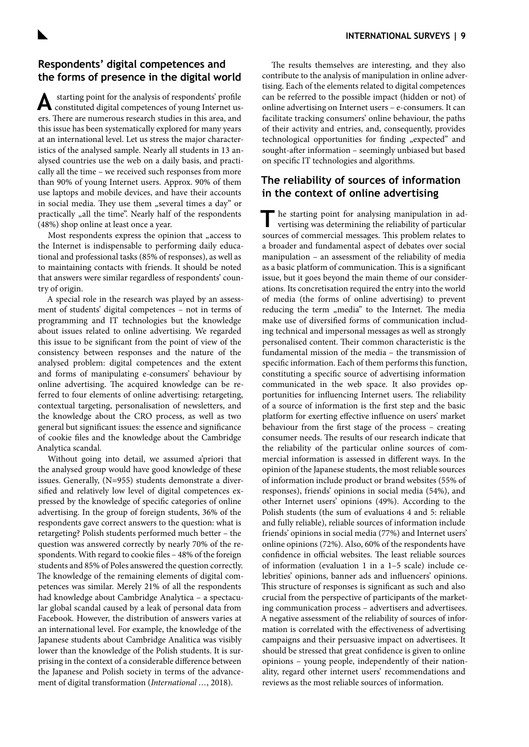## Respondents' digital competences and the forms of presence in the digital world

A starting point for the analysis of respondents' profile constituted digital competences of young Internet users. There are numerous research studies in this area, and this issue has been systematically explored for many years at an international level. Let us stress the major characteristics of the analysed sample. Nearly all students in 13 analysed countries use the web on a daily basis, and practically all the time – we received such responses from more than 90% of young Internet users. Approx. 90% of them use laptops and mobile devices, and have their accounts in social media. They use them „several times a day" or practically „all the time". Nearly half of the respondents (48%) shop online at least once a year.

Most respondents express the opinion that „access to the Internet is indispensable to performing daily educational and professional tasks (85% of responses), as well as to maintaining contacts with friends. It should be noted that answers were similar regardless of respondents' country of origin.

A special role in the research was played by an assessment of students' digital competences – not in terms of programming and IT technologies but the knowledge about issues related to online advertising. We regarded this issue to be significant from the point of view of the consistency between responses and the nature of the analysed problem: digital competences and the extent and forms of manipulating e-consumers' behaviour by online advertising. The acquired knowledge can be referred to four elements of online advertising: retargeting, contextual targeting, personalisation of newsletters, and the knowledge about the CRO process, as well as two general but significant issues: the essence and significance of cookie files and the knowledge about the Cambridge Analytica scandal.

Without going into detail, we assumed a'priori that the analysed group would have good knowledge of these issues. Generally, (N=955) students demonstrate a diversified and relatively low level of digital competences expressed by the knowledge of specific categories of online advertising. In the group of foreign students, 36% of the respondents gave correct answers to the question: what is retargeting? Polish students performed much better – the question was answered correctly by nearly 70% of the respondents. With regard to cookie files – 48% of the foreign students and 85% of Poles answered the question correctly. The knowledge of the remaining elements of digital competences was similar. Merely 21% of all the respondents had knowledge about Cambridge Analytica – a spectacular global scandal caused by a leak of personal data from Facebook. However, the distribution of answers varies at an international level. For example, the knowledge of the Japanese students about Cambridge Analitica was visibly lower than the knowledge of the Polish students. It is surprising in the context of a considerable difference between the Japanese and Polish society in terms of the advancement of digital transformation (*International* …, 2018).

The results themselves are interesting, and they also contribute to the analysis of manipulation in online advertising. Each of the elements related to digital competences can be referred to the possible impact (hidden or not) of online advertising on Internet users – e-consumers. It can facilitate tracking consumers' online behaviour, the paths of their activity and entries, and, consequently, provides technological opportunities for finding „expected" and sought-after information – seemingly unbiased but based on specific IT technologies and algorithms.

## The reliability of sources of information in the context of online advertising

The starting point for analysing manipulation in advertising was determining the reliability of particular sources of commercial messages. This problem relates to a broader and fundamental aspect of debates over social manipulation – an assessment of the reliability of media as a basic platform of communication. This is a significant issue, but it goes beyond the main theme of our considerations. Its concretisation required the entry into the world of media (the forms of online advertising) to prevent reducing the term „media" to the Internet. The media make use of diversified forms of communication including technical and impersonal messages as well as strongly personalised content. Their common characteristic is the fundamental mission of the media – the transmission of specific information. Each of them performs this function, constituting a specific source of advertising information communicated in the web space. It also provides opportunities for influencing Internet users. The reliability of a source of information is the first step and the basic platform for exerting effective influence on users' market behaviour from the first stage of the process – creating consumer needs. The results of our research indicate that the reliability of the particular online sources of commercial information is assessed in different ways. In the opinion of the Japanese students, the most reliable sources of information include product or brand websites (55% of responses), friends' opinions in social media (54%), and other Internet users' opinions (49%). According to the Polish students (the sum of evaluations 4 and 5: reliable and fully reliable), reliable sources of information include friends' opinions in social media (77%) and Internet users' online opinions (72%). Also, 60% of the respondents have confidence in official websites. The least reliable sources of information (evaluation 1 in a 1–5 scale) include celebrities' opinions, banner ads and influencers' opinions. This structure of responses is significant as such and also crucial from the perspective of participants of the marketing communication process – advertisers and advertisees. A negative assessment of the reliability of sources of information is correlated with the effectiveness of advertising campaigns and their persuasive impact on advertisees. It should be stressed that great confidence is given to online opinions – young people, independently of their nationality, regard other internet users' recommendations and reviews as the most reliable sources of information.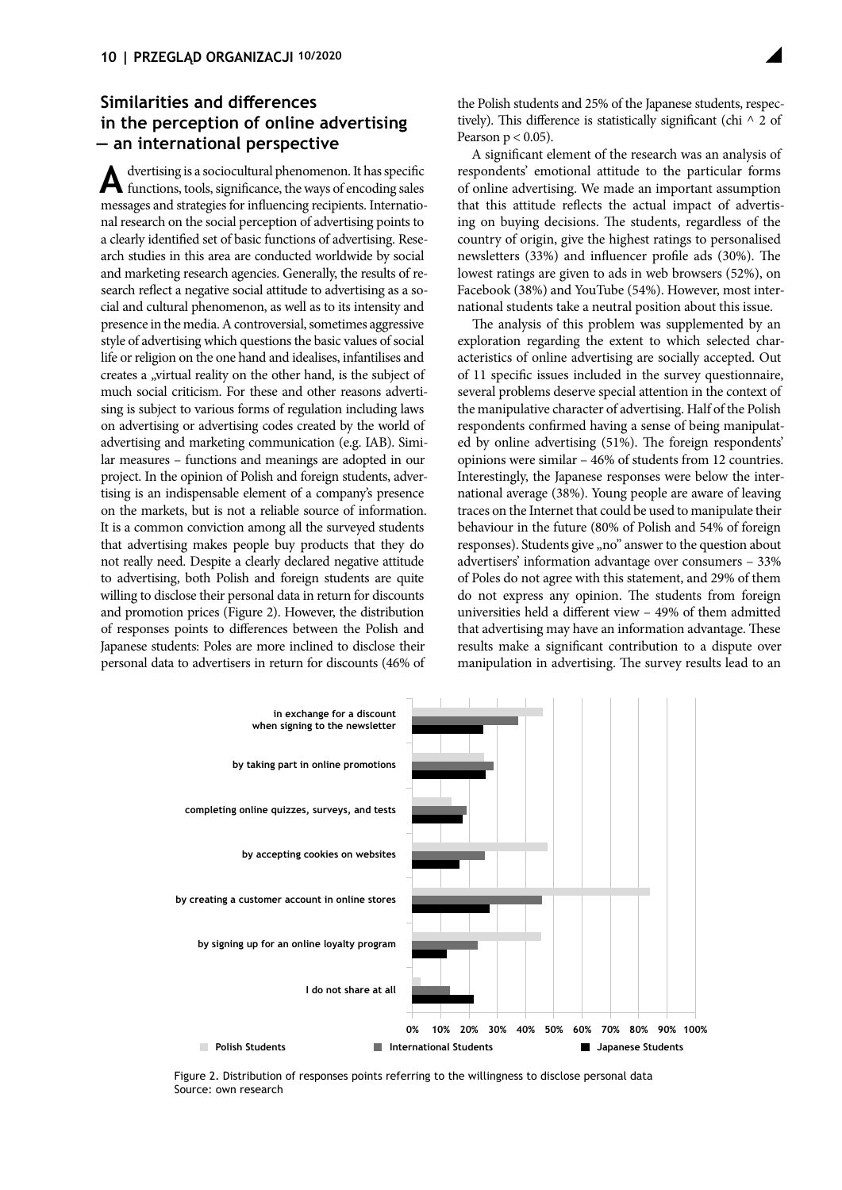## Similarities and differences in the perception of online advertising — an international perspective

Advertising is a sociocultural phenomenon. It has specific functions, tools, significance, the ways of encoding sales messages and strategies for influencing recipients. International research on the social perception of advertising points to a clearly identified set of basic functions of advertising. Research studies in this area are conducted worldwide by social and marketing research agencies. Generally, the results of research reflect a negative social attitude to advertising as a social and cultural phenomenon, as well as to its intensity and presence in the media. A controversial, sometimes aggressive style of advertising which questions the basic values of social life or religion on the one hand and idealises, infantilises and creates a „virtual reality on the other hand, is the subject of much social criticism. For these and other reasons advertising is subject to various forms of regulation including laws on advertising or advertising codes created by the world of advertising and marketing communication (e.g. IAB). Similar measures – functions and meanings are adopted in our project. In the opinion of Polish and foreign students, advertising is an indispensable element of a company's presence on the markets, but is not a reliable source of information. It is a common conviction among all the surveyed students that advertising makes people buy products that they do not really need. Despite a clearly declared negative attitude to advertising, both Polish and foreign students are quite willing to disclose their personal data in return for discounts and promotion prices (Figure 2). However, the distribution of responses points to differences between the Polish and Japanese students: Poles are more inclined to disclose their personal data to advertisers in return for discounts (46% of the Polish students and 25% of the Japanese students, respectively). This difference is statistically significant (chi ^ 2 of Pearson $p < 0.05$).

A significant element of the research was an analysis of respondents' emotional attitude to the particular forms of online advertising. We made an important assumption that this attitude reflects the actual impact of advertising on buying decisions. The students, regardless of the country of origin, give the highest ratings to personalised newsletters (33%) and influencer profile ads (30%). The lowest ratings are given to ads in web browsers (52%), on Facebook (38%) and YouTube (54%). However, most international students take a neutral position about this issue.

The analysis of this problem was supplemented by an exploration regarding the extent to which selected characteristics of online advertising are socially accepted. Out of 11 specific issues included in the survey questionnaire, several problems deserve special attention in the context of the manipulative character of advertising. Half of the Polish respondents confirmed having a sense of being manipulated by online advertising (51%). The foreign respondents' opinions were similar – 46% of students from 12 countries. Interestingly, the Japanese responses were below the international average (38%). Young people are aware of leaving traces on the Internet that could be used to manipulate their behaviour in the future (80% of Polish and 54% of foreign responses). Students give „no" answer to the question about advertisers' information advantage over consumers – 33% of Poles do not agree with this statement, and 29% of them do not express any opinion. The students from foreign universities held a different view – 49% of them admitted that advertising may have an information advantage. These results make a significant contribution to a dispute over manipulation in advertising. The survey results lead to an

Figure 2. Distribution of responses points referring to the willingness to disclose personal data
Source: own research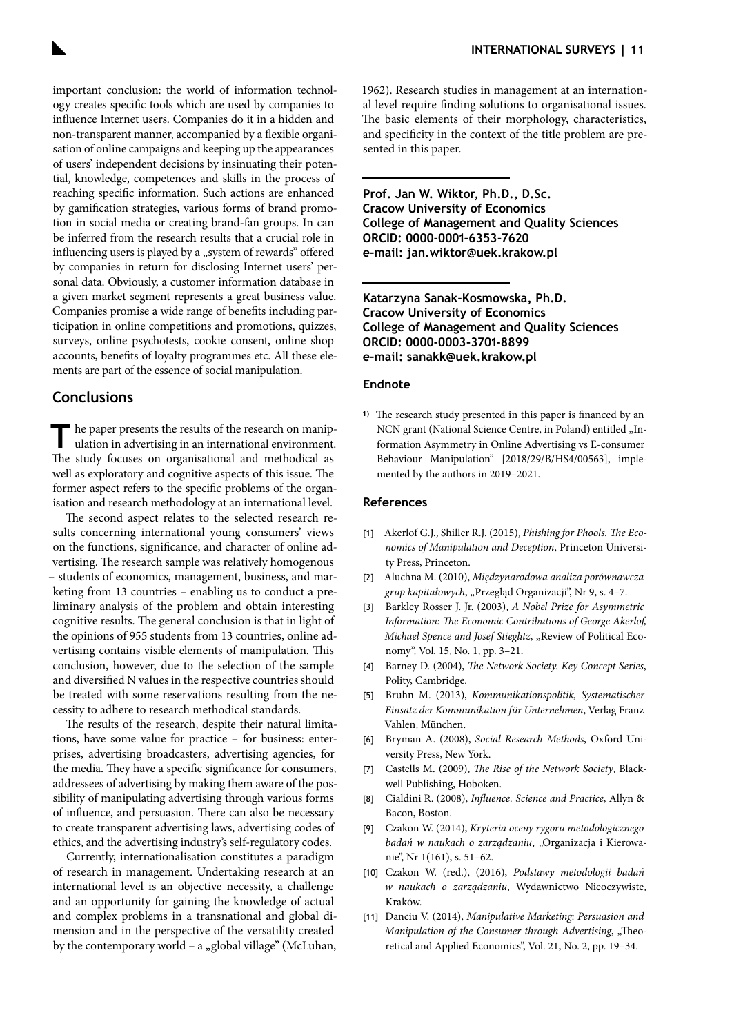important conclusion: the world of information technology creates specific tools which are used by companies to influence Internet users. Companies do it in a hidden and non-transparent manner, accompanied by a flexible organisation of online campaigns and keeping up the appearances of users' independent decisions by insinuating their potential, knowledge, competences and skills in the process of reaching specific information. Such actions are enhanced by gamification strategies, various forms of brand promotion in social media or creating brand-fan groups. In can be inferred from the research results that a crucial role in influencing users is played by a „system of rewards" offered by companies in return for disclosing Internet users' personal data. Obviously, a customer information database in a given market segment represents a great business value. Companies promise a wide range of benefits including participation in online competitions and promotions, quizzes, surveys, online psychotests, cookie consent, online shop accounts, benefits of loyalty programmes etc. All these elements are part of the essence of social manipulation.

## Conclusions

The paper presents the results of the research on manipulation in advertising in an international environment. The study focuses on organisational and methodical as well as exploratory and cognitive aspects of this issue. The former aspect refers to the specific problems of the organisation and research methodology at an international level.

The second aspect relates to the selected research results concerning international young consumers' views on the functions, significance, and character of online advertising. The research sample was relatively homogenous – students of economics, management, business, and marketing from 13 countries – enabling us to conduct a preliminary analysis of the problem and obtain interesting cognitive results. The general conclusion is that in light of the opinions of 955 students from 13 countries, online advertising contains visible elements of manipulation. This conclusion, however, due to the selection of the sample and diversified N values in the respective countries should be treated with some reservations resulting from the necessity to adhere to research methodical standards.

The results of the research, despite their natural limitations, have some value for practice – for business: enterprises, advertising broadcasters, advertising agencies, for the media. They have a specific significance for consumers, addressees of advertising by making them aware of the possibility of manipulating advertising through various forms of influence, and persuasion. There can also be necessary to create transparent advertising laws, advertising codes of ethics, and the advertising industry's self-regulatory codes.

Currently, internationalisation constitutes a paradigm of research in management. Undertaking research at an international level is an objective necessity, a challenge and an opportunity for gaining the knowledge of actual and complex problems in a transnational and global dimension and in the perspective of the versatility created by the contemporary world – a „global village" (McLuhan, 1962). Research studies in management at an international level require finding solutions to organisational issues. The basic elements of their morphology, characteristics, and specificity in the context of the title problem are presented in this paper.

**Prof. Jan W. Wiktor, Ph.D., D.Sc.**
**Cracow University of Economics**
**College of Management and Quality Sciences**
**ORCID: 0000-0001-6353-7620**
**e-mail: jan.wiktor@uek.krakow.pl**

**Katarzyna Sanak-Kosmowska, Ph.D.**
**Cracow University of Economics**
**College of Management and Quality Sciences**
**ORCID: 0000-0003-3701-8899**
**e-mail: sanakk@uek.krakow.pl**

### Endnote

1) The research study presented in this paper is financed by an NCN grant (National Science Centre, in Poland) entitled „Information Asymmetry in Online Advertising vs E-consumer Behaviour Manipulation" [2018/29/B/HS4/00563], implemented by the authors in 2019–2021.

### References

[1] Akerlof G.J., Shiller R.J. (2015), *Phishing for Phools. The Economics of Manipulation and Deception*, Princeton University Press, Princeton.

[2] Aluchna M. (2010), *Międzynarodowa analiza porównawcza grup kapitałowych*, „Przegląd Organizacji", Nr 9, s. 4–7.

[3] Barkley Rosser J. Jr. (2003), *A Nobel Prize for Asymmetric Information: The Economic Contributions of George Akerlof, Michael Spence and Josef Stieglitz*, „Review of Political Economy", Vol. 15, No. 1, pp. 3–21.

[4] Barney D. (2004), *The Network Society. Key Concept Series*, Polity, Cambridge.

[5] Bruhn M. (2013), *Kommunikationspolitik, Systematischer Einsatz der Kommunikation für Unternehmen*, Verlag Franz Vahlen, München.

[6] Bryman A. (2008), *Social Research Methods*, Oxford University Press, New York.

[7] Castells M. (2009), *The Rise of the Network Society*, Blackwell Publishing, Hoboken.

[8] Cialdini R. (2008), *Influence. Science and Practice*, Allyn & Bacon, Boston.

[9] Czakon W. (2014), *Kryteria oceny rygoru metodologicznego badań w naukach o zarządzaniu*, „Organizacja i Kierowanie", Nr 1(161), s. 51–62.

[10] Czakon W. (red.), (2016), *Podstawy metodologii badań w naukach o zarządzaniu*, Wydawnictwo Nieoczywiste, Kraków.

[11] Danciu V. (2014), *Manipulative Marketing: Persuasion and Manipulation of the Consumer through Advertising*, „Theoretical and Applied Economics", Vol. 21, No. 2, pp. 19–34.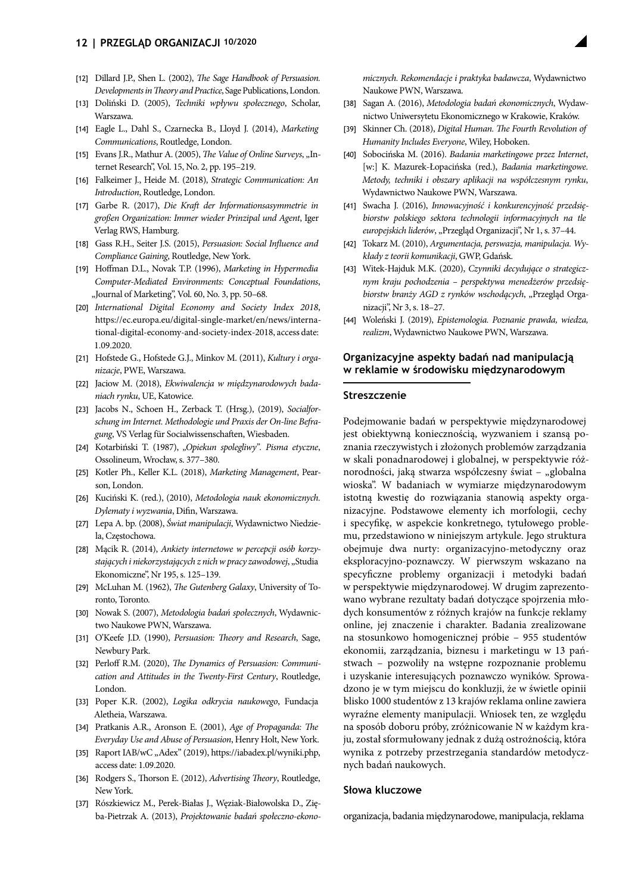[12] Dillard J.P., Shen L. (2002), *The Sage Handbook of Persuasion. Developments in Theory and Practice*, Sage Publications, London.

[13] Doliński D. (2005), *Techniki wpływu społecznego*, Scholar, Warszawa.

[14] Eagle L., Dahl S., Czarnecka B., Lloyd J. (2014), *Marketing Communications*, Routledge, London.

[15] Evans J.R., Mathur A. (2005), *The Value of Online Surveys*, „Internet Research", Vol. 15, No. 2, pp. 195–219.

[16] Falkeimer J., Heide M. (2018), *Strategic Communication: An Introduction*, Routledge, London.

[17] Garbe R. (2017), *Die Kraft der Informationsasymmetrie in großen Organization: Immer wieder Prinzipal und Agent*, Iger Verlag RWS, Hamburg.

[18] Gass R.H., Seiter J.S. (2015), *Persuasion: Social Influence and Compliance Gaining*, Routledge, New York.

[19] Hoffman D.L., Novak T.P. (1996), *Marketing in Hypermedia Computer-Mediated Environments: Conceptual Foundations*, „Journal of Marketing", Vol. 60, No. 3, pp. 50–68.

[20] *International Digital Economy and Society Index 2018*, https://ec.europa.eu/digital-single-market/en/news/international-digital-economy-and-society-index-2018, access date: 1.09.2020.

[21] Hofstede G., Hofstede G.J., Minkov M. (2011), *Kultury i organizacje*, PWE, Warszawa.

[22] Jaciow M. (2018), *Ekwiwalencja w międzynarodowych badaniach rynku*, UE, Katowice.

[23] Jacobs N., Schoen H., Zerback T. (Hrsg.), (2019), *Socialforschung im Internet. Methodologie und Praxis der On-line Befragung*, VS Verlag für Sozialwissenschaften, Wiesbaden.

[24] Kotarbiński T. (1987), *„Opiekun spolegliwy". Pisma etyczne*, Ossolineum, Wrocław, s. 377–380.

[25] Kotler Ph., Keller K.L. (2018), *Marketing Management*, Pearson, London.

[26] Kuciński K. (red.), (2010), *Metodologia nauk ekonomicznych. Dylematy i wyzwania*, Difin, Warszawa.

[27] Lepa A. bp. (2008), *Świat manipulacji*, Wydawnictwo Niedziela, Częstochowa.

[28] Mącik R. (2014), *Ankiety internetowe w percepcji osób korzystających i niekorzystających z nich w pracy zawodowej*, „Studia Ekonomiczne", Nr 195, s. 125–139.

[29] McLuhan M. (1962), *The Gutenberg Galaxy*, University of Toronto, Toronto.

[30] Nowak S. (2007), *Metodologia badań społecznych*, Wydawnictwo Naukowe PWN, Warszawa.

[31] O'Keefe J.D. (1990), *Persuasion: Theory and Research*, Sage, Newbury Park.

[32] Perloff R.M. (2020), *The Dynamics of Persuasion: Communication and Attitudes in the Twenty-First Century*, Routledge, London.

[33] Poper K.R. (2002), *Logika odkrycia naukowego*, Fundacja Aletheia, Warszawa.

[34] Pratkanis A.R., Aronson E. (2001), *Age of Propaganda: The Everyday Use and Abuse of Persuasion*, Henry Holt, New York.

[35] Raport IAB/wC „Adex" (2019), https://iabadex.pl/wyniki.php, access date: 1.09.2020.

[36] Rodgers S., Thorson E. (2012), *Advertising Theory*, Routledge, New York.

[37] Rószkiewicz M., Perek-Białas J., Węziak-Białowolska D., Zięba-Pietrzak A. (2013), *Projektowanie badań społeczno-ekonomicznych. Rekomendacje i praktyka badawcza*, Wydawnictwo Naukowe PWN, Warszawa.

[38] Sagan A. (2016), *Metodologia badań ekonomicznych*, Wydawnictwo Uniwersytetu Ekonomicznego w Krakowie, Kraków.

[39] Skinner Ch. (2018), *Digital Human. The Fourth Revolution of Humanity Includes Everyone*, Wiley, Hoboken.

[40] Sobocińska M. (2016). *Badania marketingowe przez Internet*, [w:] K. Mazurek-Łopacińska (red.), *Badania marketingowe. Metody, techniki i obszary aplikacji na współczesnym rynku*, Wydawnictwo Naukowe PWN, Warszawa.

[41] Swacha J. (2016), *Innowacyjność i konkurencyjność przedsiębiorstw polskiego sektora technologii informacyjnych na tle europejskich liderów*, „Przegląd Organizacji", Nr 1, s. 37–44.

[42] Tokarz M. (2010), *Argumentacja, perswazja, manipulacja. Wykłady z teorii komunikacji*, GWP, Gdańsk.

[43] Witek-Hajduk M.K. (2020), *Czynniki decydujące o strategicznym kraju pochodzenia – perspektywa menedżerów przedsiębiorstw branży AGD z rynków wschodzących*, „Przegląd Organizacji", Nr 3, s. 18–27.

[44] Woleński J. (2019), *Epistemologia. Poznanie prawda, wiedza, realizm*, Wydawnictwo Naukowe PWN, Warszawa.

## Organizacyjne aspekty badań nad manipulacją w reklamie w środowisku międzynarodowym

### Streszczenie

Podejmowanie badań w perspektywie międzynarodowej jest obiektywną koniecznością, wyzwaniem i szansą poznania rzeczywistych i złożonych problemów zarządzania w skali ponadnarodowej i globalnej, w perspektywie różnorodności, jaką stwarza współczesny świat – „globalna wioska". W badaniach w wymiarze międzynarodowym istotną kwestię do rozwiązania stanowią aspekty organizacyjne. Podstawowe elementy ich morfologii, cechy i specyfikę, w aspekcie konkretnego, tytułowego problemu, przedstawiono w niniejszym artykule. Jego struktura obejmuje dwa nurty: organizacyjno-metodyczny oraz eksploracyjno-poznawczy. W pierwszym wskazano na specyficzne problemy organizacji i metodyki badań w perspektywie międzynarodowej. W drugim zaprezentowano wybrane rezultaty badań dotyczące spojrzenia młodych konsumentów z różnych krajów na funkcje reklamy online, jej znaczenie i charakter. Badania zrealizowane na stosunkowo homogenicznej próbie – 955 studentów ekonomii, zarządzania, biznesu i marketingu w 13 państwach – pozwoliły na wstępne rozpoznanie problemu i uzyskanie interesujących poznawczo wyników. Sprowadzono je w tym miejscu do konkluzji, że w świetle opinii blisko 1000 studentów z 13 krajów reklama online zawiera wyraźne elementy manipulacji. Wniosek ten, ze względu na sposób doboru próby, zróżnicowanie N w każdym kraju, został sformułowany jednak z dużą ostrożnością, która wynika z potrzeby przestrzegania standardów metodycznych badań naukowych.

### Słowa kluczowe

organizacja, badania międzynarodowe, manipulacja, reklama